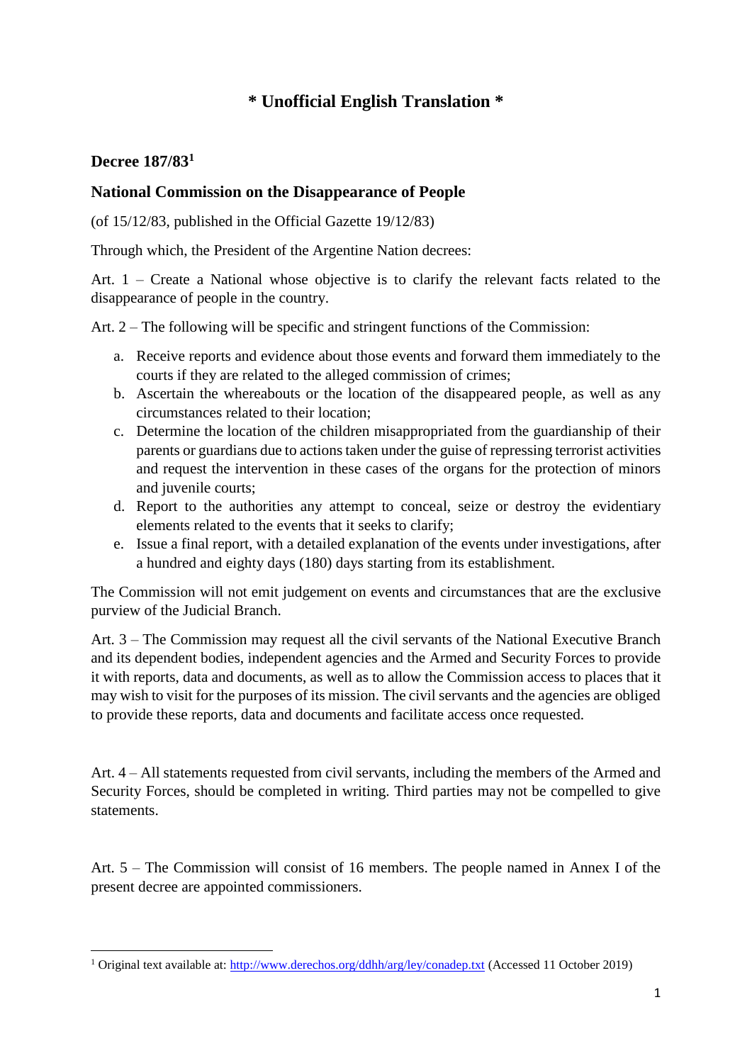# * Unofficial English Translation *

## Decree 187/83[1]

## National Commission on the Disappearance of People

(of 15/12/83, published in the Official Gazette 19/12/83)

Through which, the President of the Argentine Nation decrees:

Art. 1 – Create a National whose objective is to clarify the relevant facts related to the disappearance of people in the country.

Art. 2 – The following will be specific and stringent functions of the Commission:

a. Receive reports and evidence about those events and forward them immediately to the courts if they are related to the alleged commission of crimes;
b. Ascertain the whereabouts or the location of the disappeared people, as well as any circumstances related to their location;
c. Determine the location of the children misappropriated from the guardianship of their parents or guardians due to actions taken under the guise of repressing terrorist activities and request the intervention in these cases of the organs for the protection of minors and juvenile courts;
d. Report to the authorities any attempt to conceal, seize or destroy the evidentiary elements related to the events that it seeks to clarify;
e. Issue a final report, with a detailed explanation of the events under investigations, after a hundred and eighty days (180) days starting from its establishment.

The Commission will not emit judgement on events and circumstances that are the exclusive purview of the Judicial Branch.

Art. 3 – The Commission may request all the civil servants of the National Executive Branch and its dependent bodies, independent agencies and the Armed and Security Forces to provide it with reports, data and documents, as well as to allow the Commission access to places that it may wish to visit for the purposes of its mission. The civil servants and the agencies are obliged to provide these reports, data and documents and facilitate access once requested.

Art. 4 – All statements requested from civil servants, including the members of the Armed and Security Forces, should be completed in writing. Third parties may not be compelled to give statements.

Art. 5 – The Commission will consist of 16 members. The people named in Annex I of the present decree are appointed commissioners.

---

[1] Original text available at: http://www.derechos.org/ddhh/arg/ley/conadep.txt (Accessed 11 October 2019)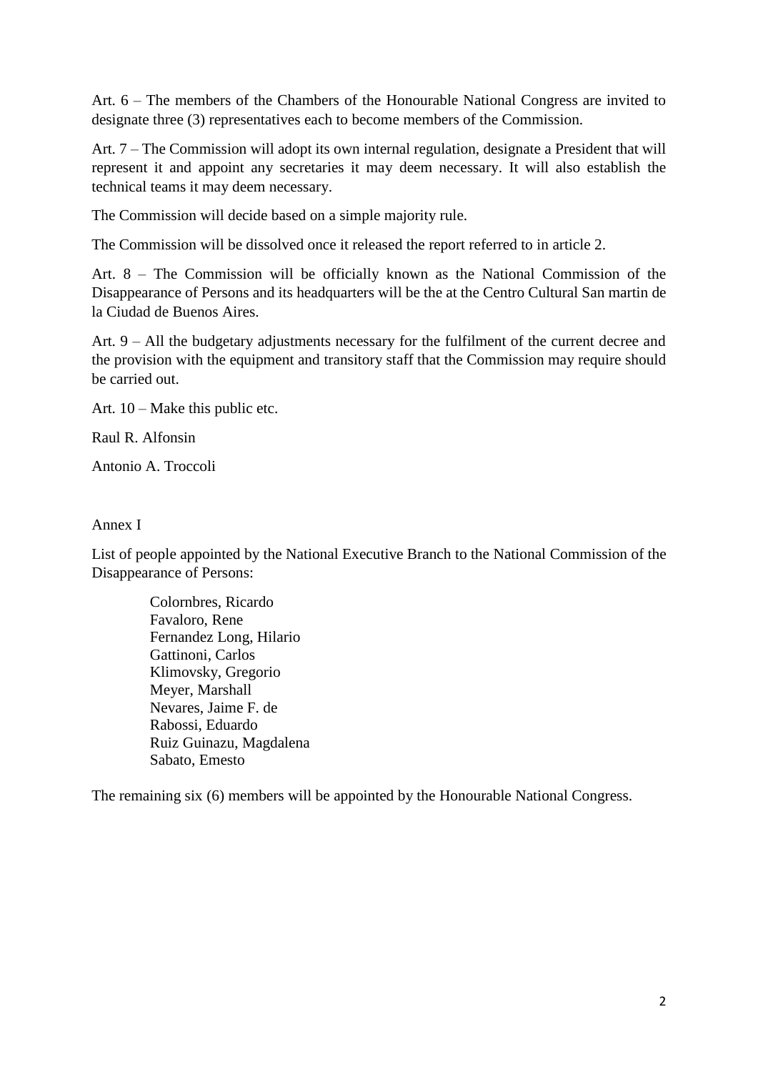Art. 6 – The members of the Chambers of the Honourable National Congress are invited to designate three (3) representatives each to become members of the Commission.

Art. 7 – The Commission will adopt its own internal regulation, designate a President that will represent it and appoint any secretaries it may deem necessary. It will also establish the technical teams it may deem necessary.

The Commission will decide based on a simple majority rule.

The Commission will be dissolved once it released the report referred to in article 2.

Art. 8 – The Commission will be officially known as the National Commission of the Disappearance of Persons and its headquarters will be the at the Centro Cultural San martin de la Ciudad de Buenos Aires.

Art. 9 – All the budgetary adjustments necessary for the fulfilment of the current decree and the provision with the equipment and transitory staff that the Commission may require should be carried out.

Art. 10 – Make this public etc.

Raul R. Alfonsin

Antonio A. Troccoli

Annex I

List of people appointed by the National Executive Branch to the National Commission of the Disappearance of Persons:

Colornbres, Ricardo
Favaloro, Rene
Fernandez Long, Hilario
Gattinoni, Carlos
Klimovsky, Gregorio
Meyer, Marshall
Nevares, Jaime F. de
Rabossi, Eduardo
Ruiz Guinazu, Magdalena
Sabato, Emesto

The remaining six (6) members will be appointed by the Honourable National Congress.